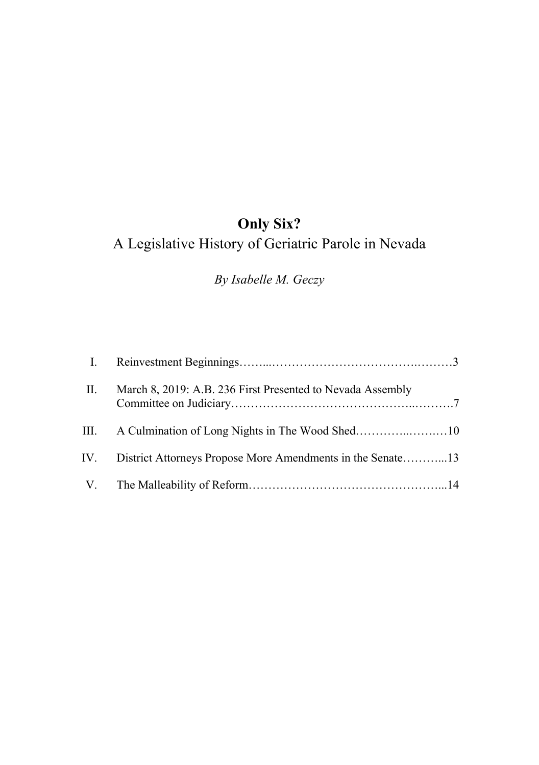# Only Six?

## A Legislative History of Geriatric Parole in Nevada

*By Isabelle M. Geczy*

| | | |
|---|---|---|
| I. | Reinvestment Beginnings | 3 |
| II. | March 8, 2019: A.B. 236 First Presented to Nevada Assembly Committee on Judiciary | 7 |
| III. | A Culmination of Long Nights in The Wood Shed | 10 |
| IV. | District Attorneys Propose More Amendments in the Senate | 13 |
| V. | The Malleability of Reform | 14 |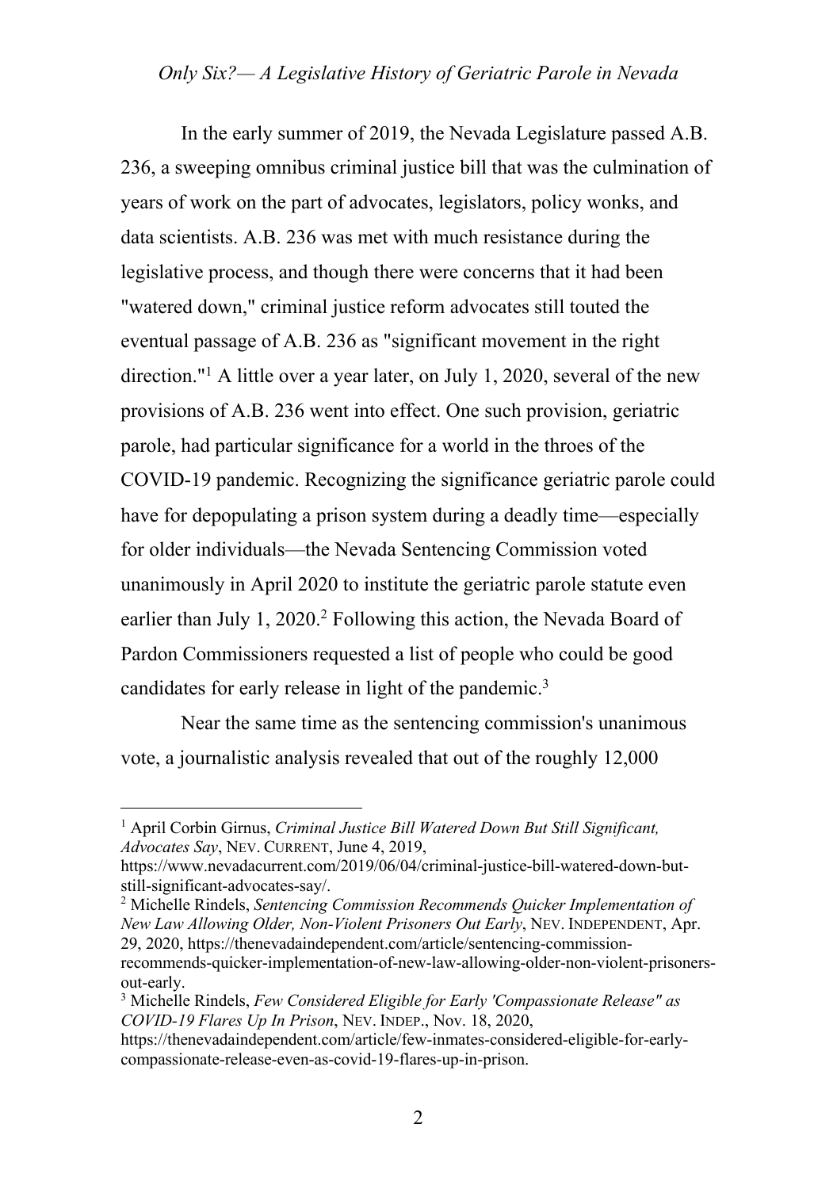In the early summer of 2019, the Nevada Legislature passed A.B. 236, a sweeping omnibus criminal justice bill that was the culmination of years of work on the part of advocates, legislators, policy wonks, and data scientists. A.B. 236 was met with much resistance during the legislative process, and though there were concerns that it had been "watered down," criminal justice reform advocates still touted the eventual passage of A.B. 236 as "significant movement in the right direction."[1] A little over a year later, on July 1, 2020, several of the new provisions of A.B. 236 went into effect. One such provision, geriatric parole, had particular significance for a world in the throes of the COVID-19 pandemic. Recognizing the significance geriatric parole could have for depopulating a prison system during a deadly time—especially for older individuals—the Nevada Sentencing Commission voted unanimously in April 2020 to institute the geriatric parole statute even earlier than July 1, 2020.[2] Following this action, the Nevada Board of Pardon Commissioners requested a list of people who could be good candidates for early release in light of the pandemic.[3]

Near the same time as the sentencing commission's unanimous vote, a journalistic analysis revealed that out of the roughly 12,000

---

[1] April Corbin Girnus, *Criminal Justice Bill Watered Down But Still Significant, Advocates Say*, NEV. CURRENT, June 4, 2019, https://www.nevadacurrent.com/2019/06/04/criminal-justice-bill-watered-down-but-still-significant-advocates-say/.

[2] Michelle Rindels, *Sentencing Commission Recommends Quicker Implementation of New Law Allowing Older, Non-Violent Prisoners Out Early*, NEV. INDEPENDENT, Apr. 29, 2020, https://thenevadaindependent.com/article/sentencing-commission-recommends-quicker-implementation-of-new-law-allowing-older-non-violent-prisoners-out-early.

[3] Michelle Rindels, *Few Considered Eligible for Early 'Compassionate Release" as COVID-19 Flares Up In Prison*, NEV. INDEP., Nov. 18, 2020, https://thenevadaindependent.com/article/few-inmates-considered-eligible-for-early-compassionate-release-even-as-covid-19-flares-up-in-prison.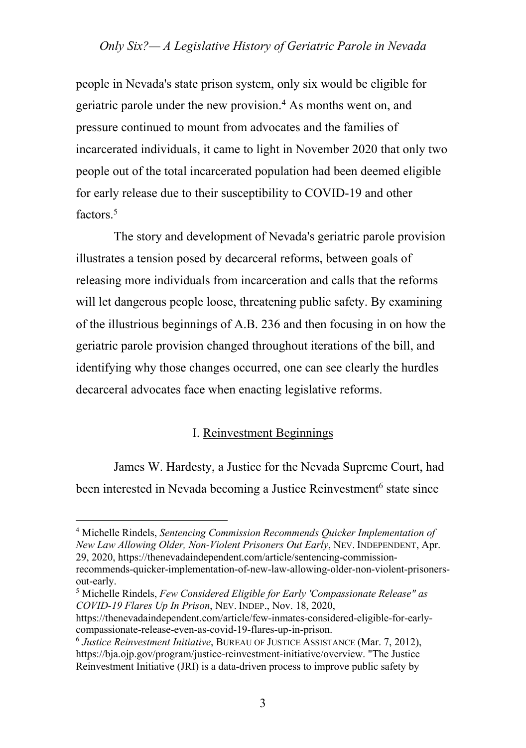people in Nevada's state prison system, only six would be eligible for geriatric parole under the new provision.[4] As months went on, and pressure continued to mount from advocates and the families of incarcerated individuals, it came to light in November 2020 that only two people out of the total incarcerated population had been deemed eligible for early release due to their susceptibility to COVID-19 and other factors.[5]

The story and development of Nevada's geriatric parole provision illustrates a tension posed by decarceral reforms, between goals of releasing more individuals from incarceration and calls that the reforms will let dangerous people loose, threatening public safety. By examining of the illustrious beginnings of A.B. 236 and then focusing in on how the geriatric parole provision changed throughout iterations of the bill, and identifying why those changes occurred, one can see clearly the hurdles decarceral advocates face when enacting legislative reforms.

## I. Reinvestment Beginnings

James W. Hardesty, a Justice for the Nevada Supreme Court, had been interested in Nevada becoming a Justice Reinvestment[6] state since

---

[4] Michelle Rindels, *Sentencing Commission Recommends Quicker Implementation of New Law Allowing Older, Non-Violent Prisoners Out Early*, NEV. INDEPENDENT, Apr. 29, 2020, https://thenevadaindependent.com/article/sentencing-commission-recommends-quicker-implementation-of-new-law-allowing-older-non-violent-prisoners-out-early.

[5] Michelle Rindels, *Few Considered Eligible for Early 'Compassionate Release" as COVID-19 Flares Up In Prison*, NEV. INDEP., Nov. 18, 2020, https://thenevadaindependent.com/article/few-inmates-considered-eligible-for-early-compassionate-release-even-as-covid-19-flares-up-in-prison.

[6] *Justice Reinvestment Initiative*, BUREAU OF JUSTICE ASSISTANCE (Mar. 7, 2012), https://bja.ojp.gov/program/justice-reinvestment-initiative/overview. "The Justice Reinvestment Initiative (JRI) is a data-driven process to improve public safety by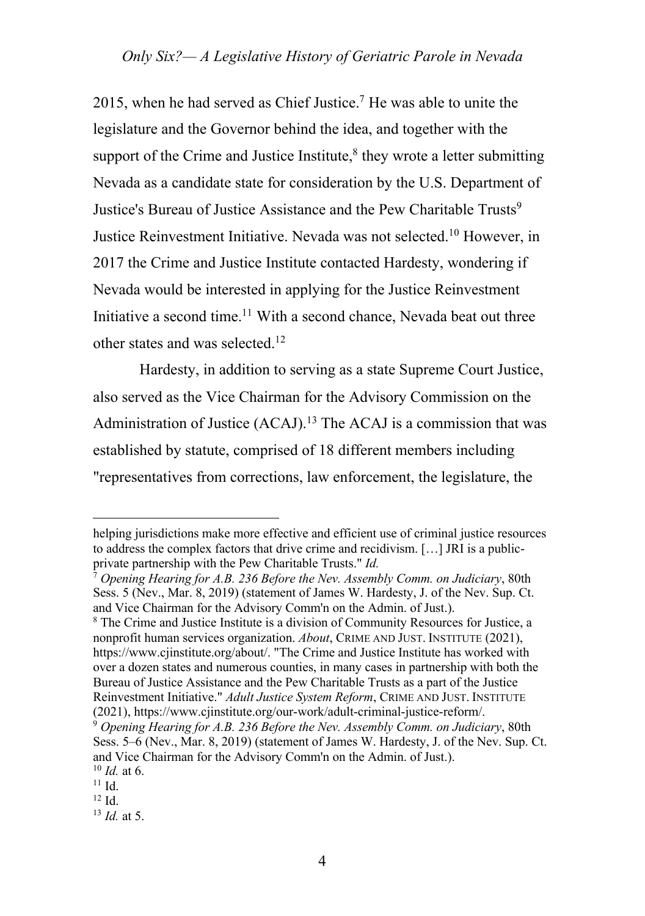2015, when he had served as Chief Justice.[7] He was able to unite the legislature and the Governor behind the idea, and together with the support of the Crime and Justice Institute,[8] they wrote a letter submitting Nevada as a candidate state for consideration by the U.S. Department of Justice's Bureau of Justice Assistance and the Pew Charitable Trusts[9] Justice Reinvestment Initiative. Nevada was not selected.[10] However, in 2017 the Crime and Justice Institute contacted Hardesty, wondering if Nevada would be interested in applying for the Justice Reinvestment Initiative a second time.[11] With a second chance, Nevada beat out three other states and was selected.[12]

Hardesty, in addition to serving as a state Supreme Court Justice, also served as the Vice Chairman for the Advisory Commission on the Administration of Justice (ACAJ).[13] The ACAJ is a commission that was established by statute, comprised of 18 different members including "representatives from corrections, law enforcement, the legislature, the

---

helping jurisdictions make more effective and efficient use of criminal justice resources to address the complex factors that drive crime and recidivism. […] JRI is a public-private partnership with the Pew Charitable Trusts." *Id.*

[7] *Opening Hearing for A.B. 236 Before the Nev. Assembly Comm. on Judiciary*, 80th Sess. 5 (Nev., Mar. 8, 2019) (statement of James W. Hardesty, J. of the Nev. Sup. Ct. and Vice Chairman for the Advisory Comm'n on the Admin. of Just.).

[8] The Crime and Justice Institute is a division of Community Resources for Justice, a nonprofit human services organization. *About*, CRIME AND JUST. INSTITUTE (2021), https://www.cjinstitute.org/about/. "The Crime and Justice Institute has worked with over a dozen states and numerous counties, in many cases in partnership with both the Bureau of Justice Assistance and the Pew Charitable Trusts as a part of the Justice Reinvestment Initiative." *Adult Justice System Reform*, CRIME AND JUST. INSTITUTE (2021), https://www.cjinstitute.org/our-work/adult-criminal-justice-reform/.

[9] *Opening Hearing for A.B. 236 Before the Nev. Assembly Comm. on Judiciary*, 80th Sess. 5–6 (Nev., Mar. 8, 2019) (statement of James W. Hardesty, J. of the Nev. Sup. Ct. and Vice Chairman for the Advisory Comm'n on the Admin. of Just.).

[10] *Id.* at 6.

[11] Id.

[12] Id.

[13] *Id.* at 5.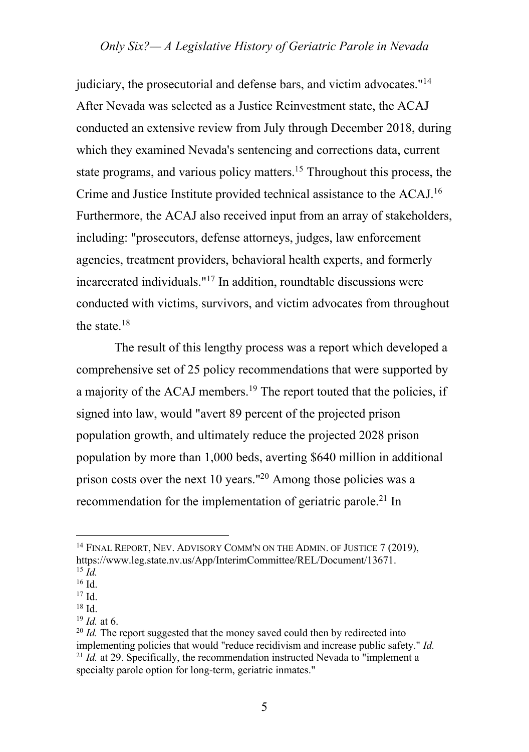judiciary, the prosecutorial and defense bars, and victim advocates."[14] After Nevada was selected as a Justice Reinvestment state, the ACAJ conducted an extensive review from July through December 2018, during which they examined Nevada's sentencing and corrections data, current state programs, and various policy matters.[15] Throughout this process, the Crime and Justice Institute provided technical assistance to the ACAJ.[16] Furthermore, the ACAJ also received input from an array of stakeholders, including: "prosecutors, defense attorneys, judges, law enforcement agencies, treatment providers, behavioral health experts, and formerly incarcerated individuals."[17] In addition, roundtable discussions were conducted with victims, survivors, and victim advocates from throughout the state.[18]

The result of this lengthy process was a report which developed a comprehensive set of 25 policy recommendations that were supported by a majority of the ACAJ members.[19] The report touted that the policies, if signed into law, would "avert 89 percent of the projected prison population growth, and ultimately reduce the projected 2028 prison population by more than 1,000 beds, averting $640 million in additional prison costs over the next 10 years."[20] Among those policies was a recommendation for the implementation of geriatric parole.[21] In

---

[14] FINAL REPORT, NEV. ADVISORY COMM'N ON THE ADMIN. OF JUSTICE 7 (2019), https://www.leg.state.nv.us/App/InterimCommittee/REL/Document/13671.

[15] *Id.*

[16] Id.

[17] Id.

[18] Id.

[19] *Id.* at 6.

[20] *Id.* The report suggested that the money saved could then by redirected into implementing policies that would "reduce recidivism and increase public safety." *Id.*

[21] *Id.* at 29. Specifically, the recommendation instructed Nevada to "implement a specialty parole option for long-term, geriatric inmates."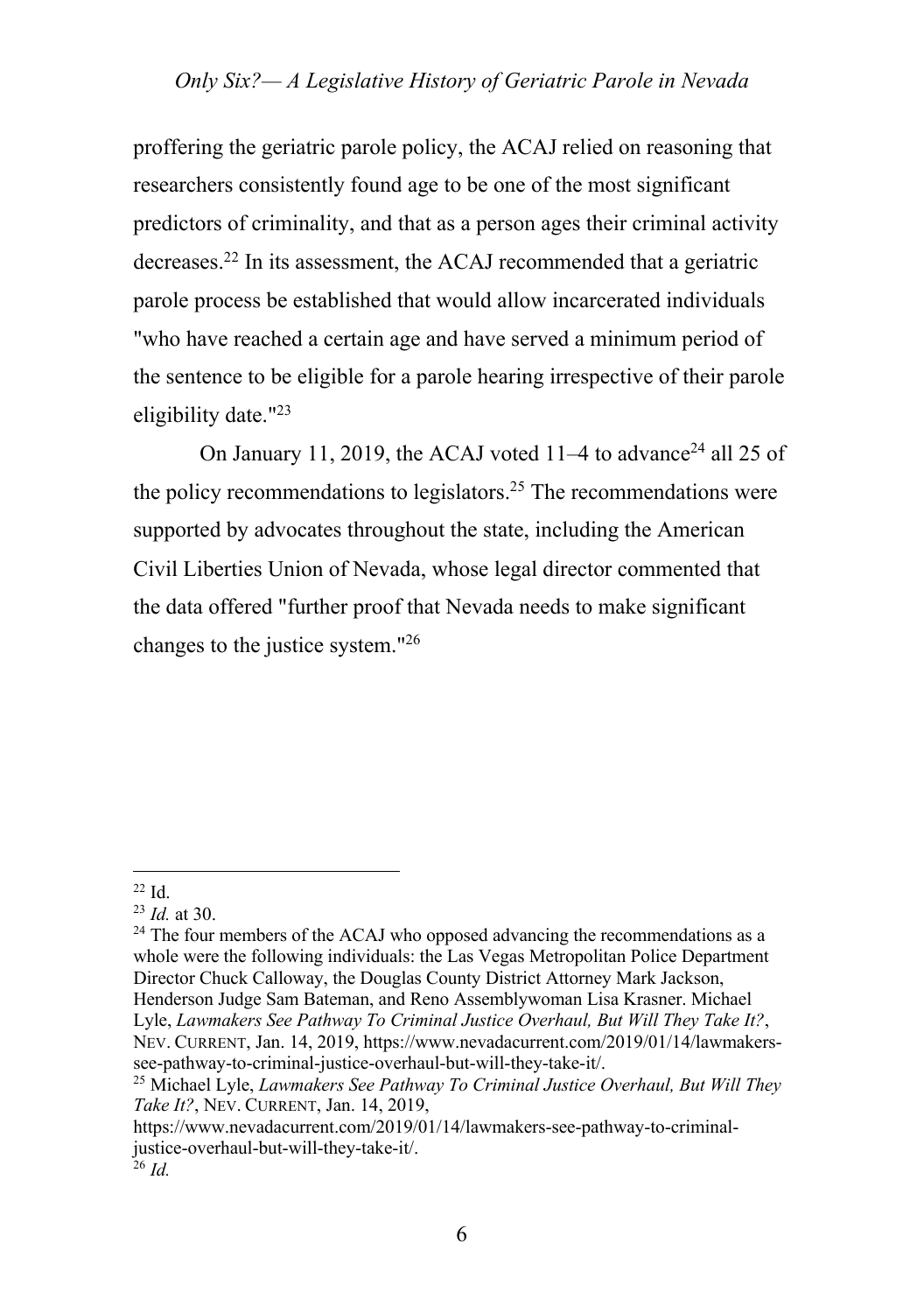proffering the geriatric parole policy, the ACAJ relied on reasoning that researchers consistently found age to be one of the most significant predictors of criminality, and that as a person ages their criminal activity decreases.[22] In its assessment, the ACAJ recommended that a geriatric parole process be established that would allow incarcerated individuals "who have reached a certain age and have served a minimum period of the sentence to be eligible for a parole hearing irrespective of their parole eligibility date."[23]

On January 11, 2019, the ACAJ voted 11–4 to advance[24] all 25 of the policy recommendations to legislators.[25] The recommendations were supported by advocates throughout the state, including the American Civil Liberties Union of Nevada, whose legal director commented that the data offered "further proof that Nevada needs to make significant changes to the justice system."[26]

---

[22] Id.

[23] *Id.* at 30.

[24] The four members of the ACAJ who opposed advancing the recommendations as a whole were the following individuals: the Las Vegas Metropolitan Police Department Director Chuck Calloway, the Douglas County District Attorney Mark Jackson, Henderson Judge Sam Bateman, and Reno Assemblywoman Lisa Krasner. Michael Lyle, *Lawmakers See Pathway To Criminal Justice Overhaul, But Will They Take It?*, NEV. CURRENT, Jan. 14, 2019, https://www.nevadacurrent.com/2019/01/14/lawmakers-see-pathway-to-criminal-justice-overhaul-but-will-they-take-it/.

[25] Michael Lyle, *Lawmakers See Pathway To Criminal Justice Overhaul, But Will They Take It?*, NEV. CURRENT, Jan. 14, 2019, https://www.nevadacurrent.com/2019/01/14/lawmakers-see-pathway-to-criminal-justice-overhaul-but-will-they-take-it/.

[26] *Id.*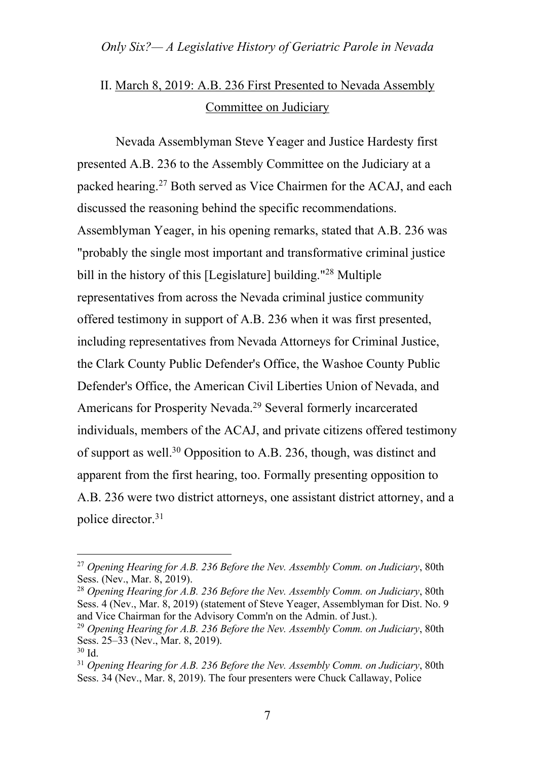## II. March 8, 2019: A.B. 236 First Presented to Nevada Assembly Committee on Judiciary

Nevada Assemblyman Steve Yeager and Justice Hardesty first presented A.B. 236 to the Assembly Committee on the Judiciary at a packed hearing.[27] Both served as Vice Chairmen for the ACAJ, and each discussed the reasoning behind the specific recommendations. Assemblyman Yeager, in his opening remarks, stated that A.B. 236 was "probably the single most important and transformative criminal justice bill in the history of this [Legislature] building."[28] Multiple representatives from across the Nevada criminal justice community offered testimony in support of A.B. 236 when it was first presented, including representatives from Nevada Attorneys for Criminal Justice, the Clark County Public Defender's Office, the Washoe County Public Defender's Office, the American Civil Liberties Union of Nevada, and Americans for Prosperity Nevada.[29] Several formerly incarcerated individuals, members of the ACAJ, and private citizens offered testimony of support as well.[30] Opposition to A.B. 236, though, was distinct and apparent from the first hearing, too. Formally presenting opposition to A.B. 236 were two district attorneys, one assistant district attorney, and a police director.[31]

---

[27] *Opening Hearing for A.B. 236 Before the Nev. Assembly Comm. on Judiciary*, 80th Sess. (Nev., Mar. 8, 2019).

[28] *Opening Hearing for A.B. 236 Before the Nev. Assembly Comm. on Judiciary*, 80th Sess. 4 (Nev., Mar. 8, 2019) (statement of Steve Yeager, Assemblyman for Dist. No. 9 and Vice Chairman for the Advisory Comm'n on the Admin. of Just.).

[29] *Opening Hearing for A.B. 236 Before the Nev. Assembly Comm. on Judiciary*, 80th Sess. 25–33 (Nev., Mar. 8, 2019).

[30] Id.

[31] *Opening Hearing for A.B. 236 Before the Nev. Assembly Comm. on Judiciary*, 80th Sess. 34 (Nev., Mar. 8, 2019). The four presenters were Chuck Callaway, Police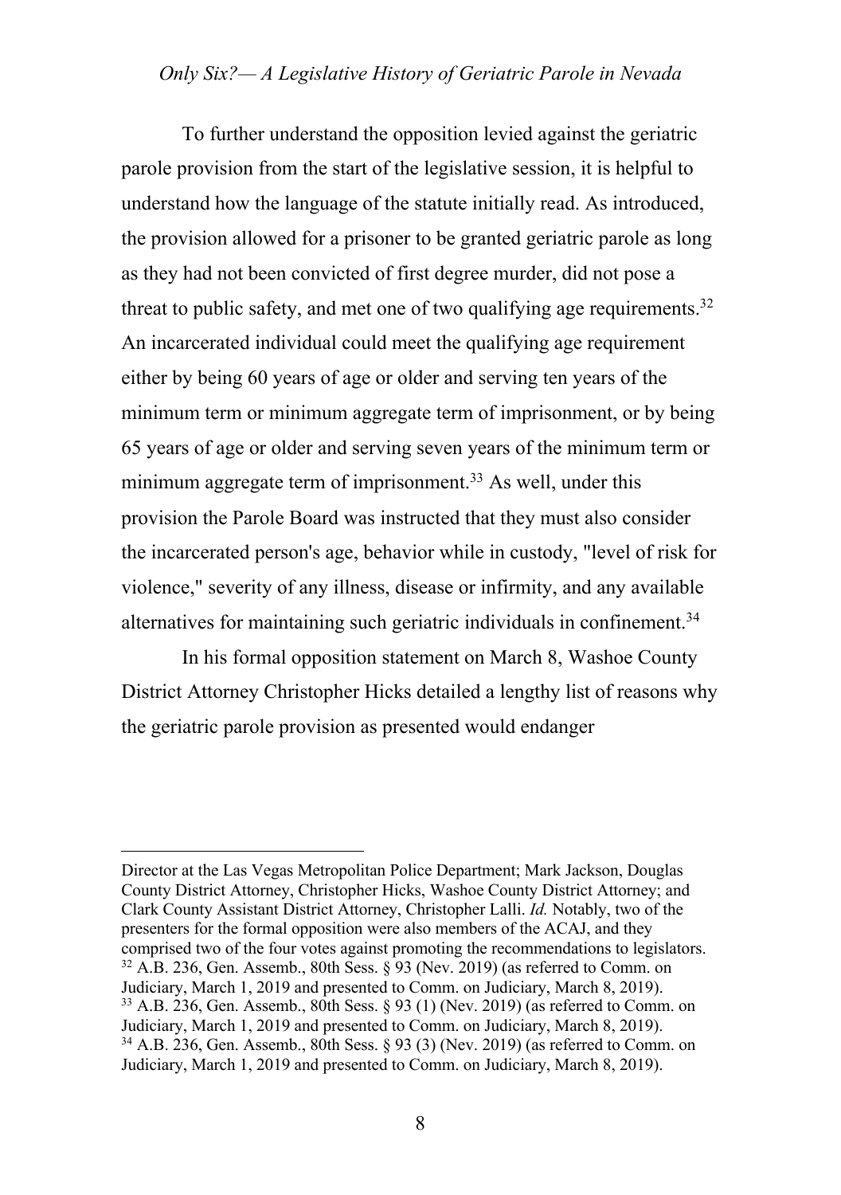To further understand the opposition levied against the geriatric parole provision from the start of the legislative session, it is helpful to understand how the language of the statute initially read. As introduced, the provision allowed for a prisoner to be granted geriatric parole as long as they had not been convicted of first degree murder, did not pose a threat to public safety, and met one of two qualifying age requirements.[32] An incarcerated individual could meet the qualifying age requirement either by being 60 years of age or older and serving ten years of the minimum term or minimum aggregate term of imprisonment, or by being 65 years of age or older and serving seven years of the minimum term or minimum aggregate term of imprisonment.[33] As well, under this provision the Parole Board was instructed that they must also consider the incarcerated person's age, behavior while in custody, "level of risk for violence," severity of any illness, disease or infirmity, and any available alternatives for maintaining such geriatric individuals in confinement.[34]

In his formal opposition statement on March 8, Washoe County District Attorney Christopher Hicks detailed a lengthy list of reasons why the geriatric parole provision as presented would endanger

---

Director at the Las Vegas Metropolitan Police Department; Mark Jackson, Douglas County District Attorney, Christopher Hicks, Washoe County District Attorney; and Clark County Assistant District Attorney, Christopher Lalli. *Id.* Notably, two of the presenters for the formal opposition were also members of the ACAJ, and they comprised two of the four votes against promoting the recommendations to legislators.

[32] A.B. 236, Gen. Assemb., 80th Sess. § 93 (Nev. 2019) (as referred to Comm. on Judiciary, March 1, 2019 and presented to Comm. on Judiciary, March 8, 2019).

[33] A.B. 236, Gen. Assemb., 80th Sess. § 93 (1) (Nev. 2019) (as referred to Comm. on Judiciary, March 1, 2019 and presented to Comm. on Judiciary, March 8, 2019).

[34] A.B. 236, Gen. Assemb., 80th Sess. § 93 (3) (Nev. 2019) (as referred to Comm. on Judiciary, March 1, 2019 and presented to Comm. on Judiciary, March 8, 2019).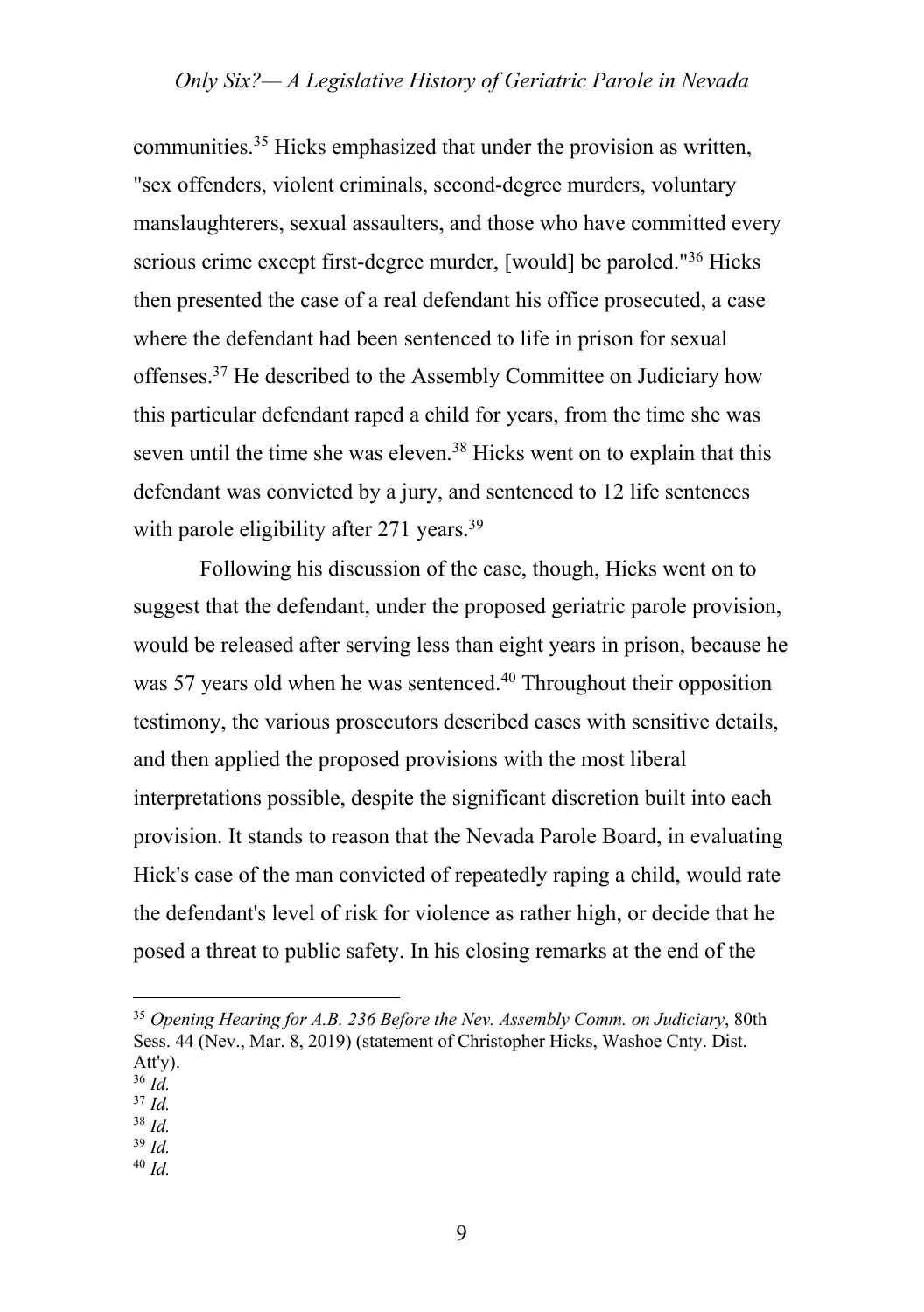communities.[35] Hicks emphasized that under the provision as written, "sex offenders, violent criminals, second-degree murders, voluntary manslaughterers, sexual assaulters, and those who have committed every serious crime except first-degree murder, [would] be paroled."[36] Hicks then presented the case of a real defendant his office prosecuted, a case where the defendant had been sentenced to life in prison for sexual offenses.[37] He described to the Assembly Committee on Judiciary how this particular defendant raped a child for years, from the time she was seven until the time she was eleven.[38] Hicks went on to explain that this defendant was convicted by a jury, and sentenced to 12 life sentences with parole eligibility after 271 years.[39]

Following his discussion of the case, though, Hicks went on to suggest that the defendant, under the proposed geriatric parole provision, would be released after serving less than eight years in prison, because he was 57 years old when he was sentenced.[40] Throughout their opposition testimony, the various prosecutors described cases with sensitive details, and then applied the proposed provisions with the most liberal interpretations possible, despite the significant discretion built into each provision. It stands to reason that the Nevada Parole Board, in evaluating Hick's case of the man convicted of repeatedly raping a child, would rate the defendant's level of risk for violence as rather high, or decide that he posed a threat to public safety. In his closing remarks at the end of the

---

[35] *Opening Hearing for A.B. 236 Before the Nev. Assembly Comm. on Judiciary*, 80th Sess. 44 (Nev., Mar. 8, 2019) (statement of Christopher Hicks, Washoe Cnty. Dist. Att'y).

[36] *Id.*

[37] *Id.*

[38] *Id.*

[39] *Id.*

[40] *Id.*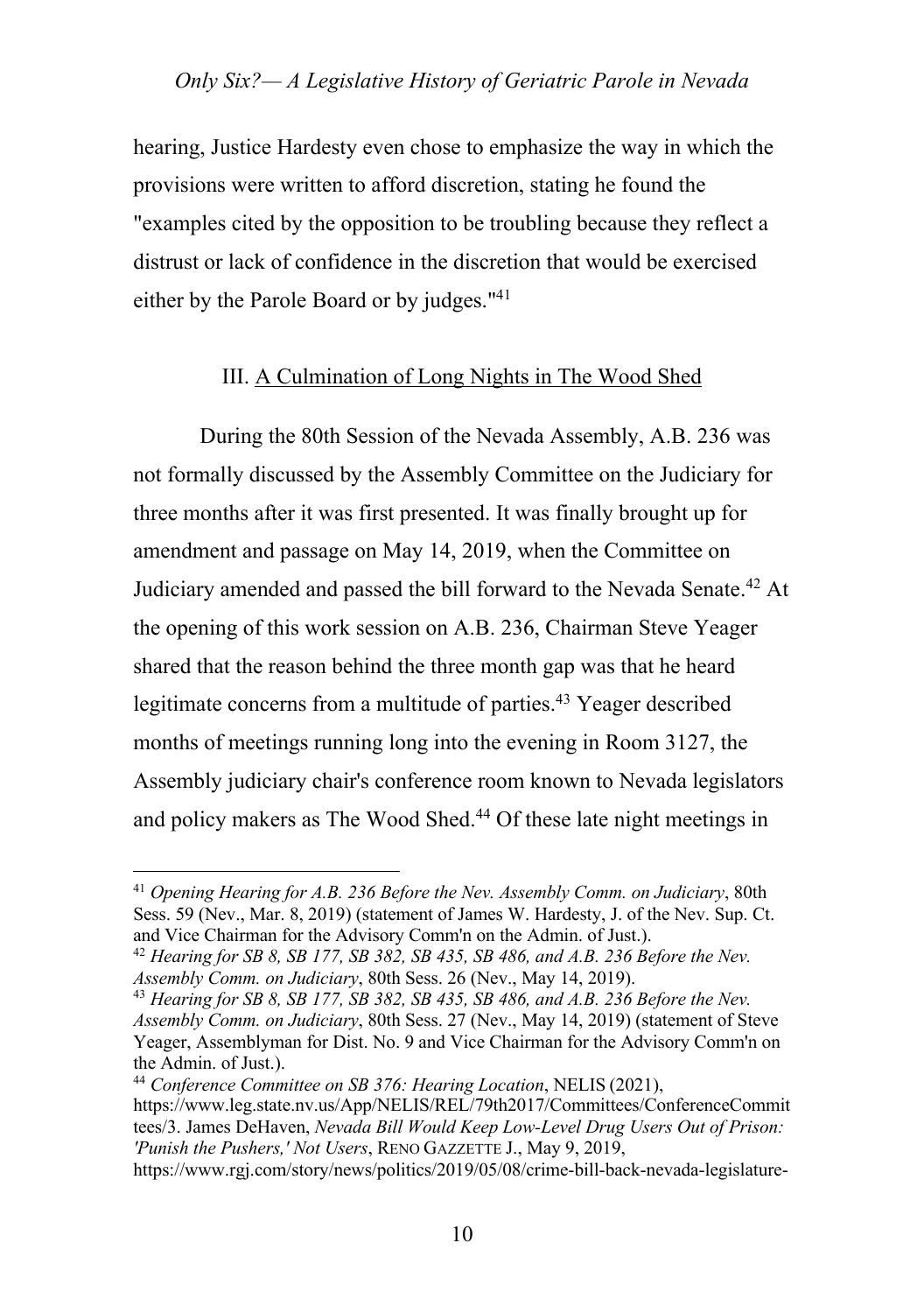hearing, Justice Hardesty even chose to emphasize the way in which the provisions were written to afford discretion, stating he found the "examples cited by the opposition to be troubling because they reflect a distrust or lack of confidence in the discretion that would be exercised either by the Parole Board or by judges."[41]

## III. A Culmination of Long Nights in The Wood Shed

During the 80th Session of the Nevada Assembly, A.B. 236 was not formally discussed by the Assembly Committee on the Judiciary for three months after it was first presented. It was finally brought up for amendment and passage on May 14, 2019, when the Committee on Judiciary amended and passed the bill forward to the Nevada Senate.[42] At the opening of this work session on A.B. 236, Chairman Steve Yeager shared that the reason behind the three month gap was that he heard legitimate concerns from a multitude of parties.[43] Yeager described months of meetings running long into the evening in Room 3127, the Assembly judiciary chair's conference room known to Nevada legislators and policy makers as The Wood Shed.[44] Of these late night meetings in

---

[41] *Opening Hearing for A.B. 236 Before the Nev. Assembly Comm. on Judiciary*, 80th Sess. 59 (Nev., Mar. 8, 2019) (statement of James W. Hardesty, J. of the Nev. Sup. Ct. and Vice Chairman for the Advisory Comm'n on the Admin. of Just.).

[42] *Hearing for SB 8, SB 177, SB 382, SB 435, SB 486, and A.B. 236 Before the Nev. Assembly Comm. on Judiciary*, 80th Sess. 26 (Nev., May 14, 2019).

[43] *Hearing for SB 8, SB 177, SB 382, SB 435, SB 486, and A.B. 236 Before the Nev. Assembly Comm. on Judiciary*, 80th Sess. 27 (Nev., May 14, 2019) (statement of Steve Yeager, Assemblyman for Dist. No. 9 and Vice Chairman for the Advisory Comm'n on the Admin. of Just.).

[44] *Conference Committee on SB 376: Hearing Location*, NELIS (2021), https://www.leg.state.nv.us/App/NELIS/REL/79th2017/Committees/ConferenceCommittees/3. James DeHaven, *Nevada Bill Would Keep Low-Level Drug Users Out of Prison: 'Punish the Pushers,' Not Users*, RENO GAZZETTE J., May 9, 2019, https://www.rgj.com/story/news/politics/2019/05/08/crime-bill-back-nevada-legislature-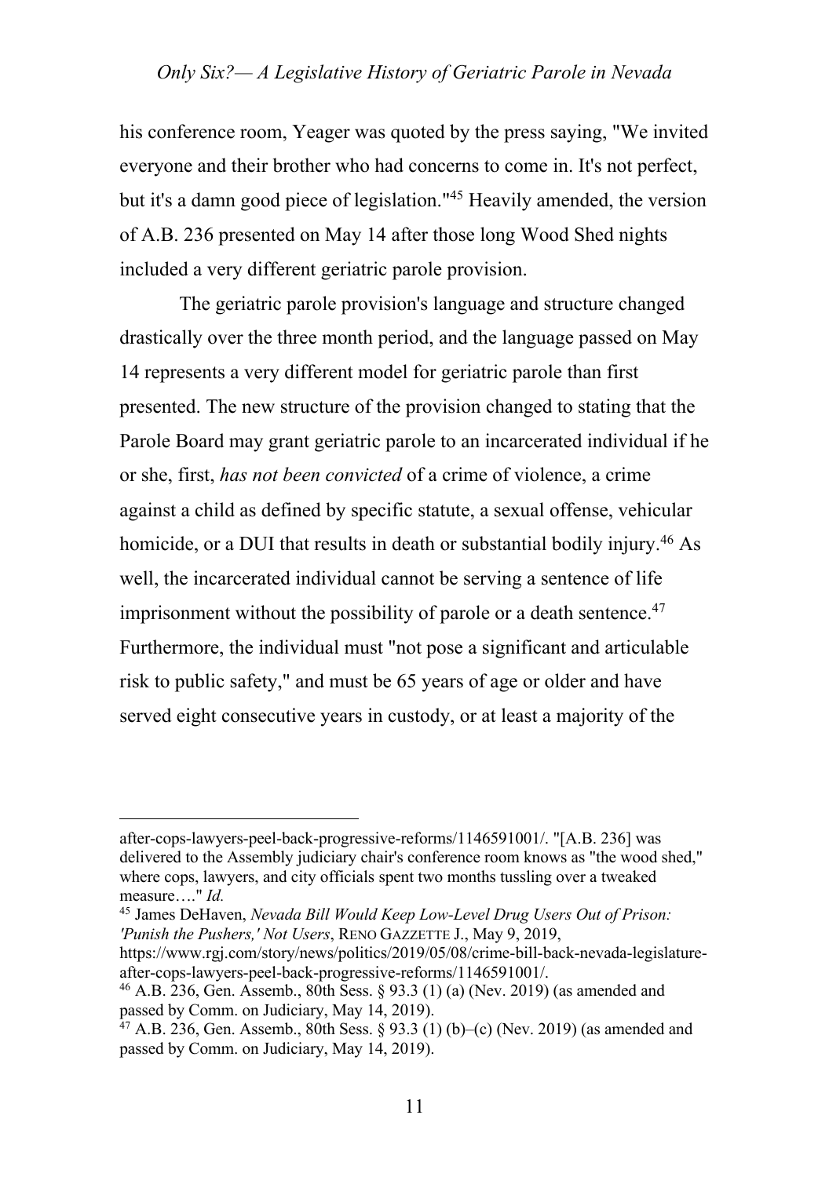his conference room, Yeager was quoted by the press saying, "We invited everyone and their brother who had concerns to come in. It's not perfect, but it's a damn good piece of legislation."[45] Heavily amended, the version of A.B. 236 presented on May 14 after those long Wood Shed nights included a very different geriatric parole provision.

The geriatric parole provision's language and structure changed drastically over the three month period, and the language passed on May 14 represents a very different model for geriatric parole than first presented. The new structure of the provision changed to stating that the Parole Board may grant geriatric parole to an incarcerated individual if he or she, first, *has not been convicted* of a crime of violence, a crime against a child as defined by specific statute, a sexual offense, vehicular homicide, or a DUI that results in death or substantial bodily injury.[46] As well, the incarcerated individual cannot be serving a sentence of life imprisonment without the possibility of parole or a death sentence.[47] Furthermore, the individual must "not pose a significant and articulable risk to public safety," and must be 65 years of age or older and have served eight consecutive years in custody, or at least a majority of the

---

after-cops-lawyers-peel-back-progressive-reforms/1146591001/. "[A.B. 236] was delivered to the Assembly judiciary chair's conference room knows as "the wood shed," where cops, lawyers, and city officials spent two months tussling over a tweaked measure…." *Id.*

[45] James DeHaven, *Nevada Bill Would Keep Low-Level Drug Users Out of Prison: 'Punish the Pushers,' Not Users*, RENO GAZZETTE J., May 9, 2019, https://www.rgj.com/story/news/politics/2019/05/08/crime-bill-back-nevada-legislature-after-cops-lawyers-peel-back-progressive-reforms/1146591001/.

[46] A.B. 236, Gen. Assemb., 80th Sess. § 93.3 (1) (a) (Nev. 2019) (as amended and passed by Comm. on Judiciary, May 14, 2019).

[47] A.B. 236, Gen. Assemb., 80th Sess. § 93.3 (1) (b)–(c) (Nev. 2019) (as amended and passed by Comm. on Judiciary, May 14, 2019).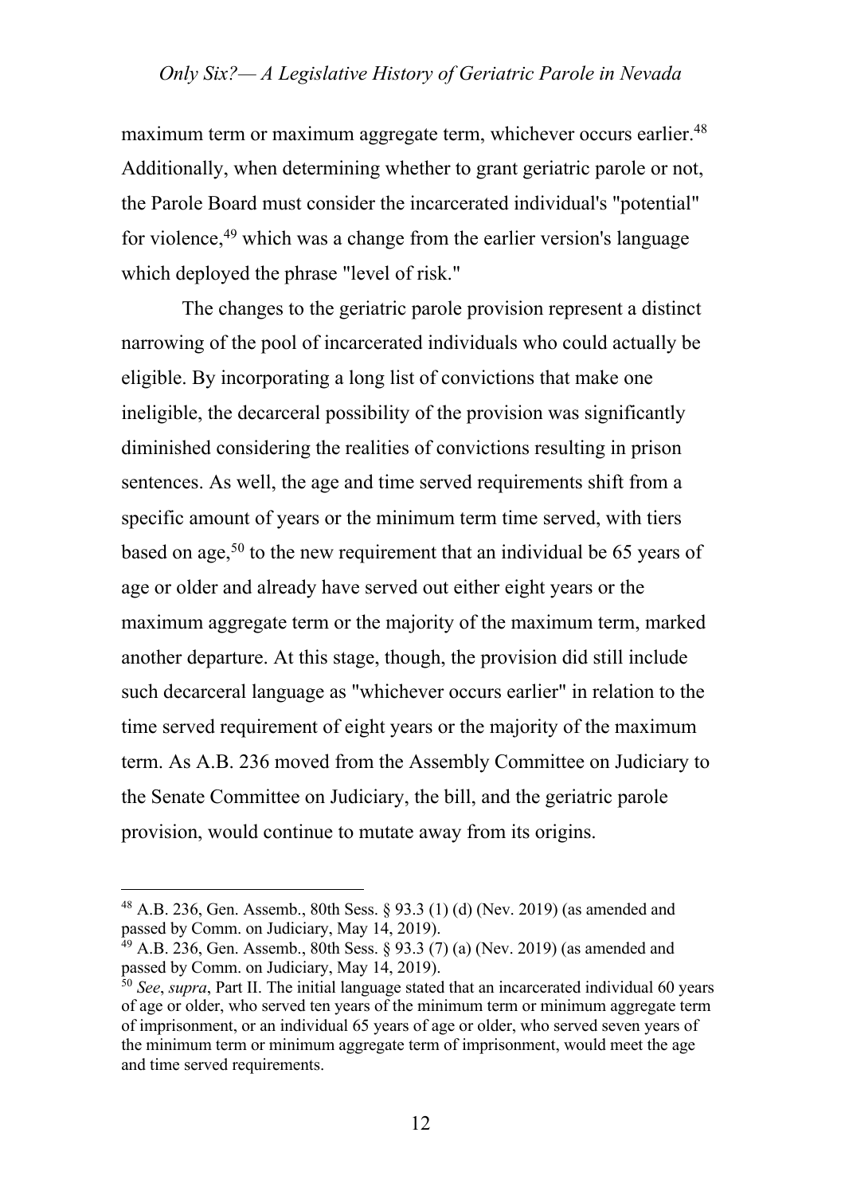maximum term or maximum aggregate term, whichever occurs earlier.[48] Additionally, when determining whether to grant geriatric parole or not, the Parole Board must consider the incarcerated individual's "potential" for violence,[49] which was a change from the earlier version's language which deployed the phrase "level of risk."

The changes to the geriatric parole provision represent a distinct narrowing of the pool of incarcerated individuals who could actually be eligible. By incorporating a long list of convictions that make one ineligible, the decarceral possibility of the provision was significantly diminished considering the realities of convictions resulting in prison sentences. As well, the age and time served requirements shift from a specific amount of years or the minimum term time served, with tiers based on age,[50] to the new requirement that an individual be 65 years of age or older and already have served out either eight years or the maximum aggregate term or the majority of the maximum term, marked another departure. At this stage, though, the provision did still include such decarceral language as "whichever occurs earlier" in relation to the time served requirement of eight years or the majority of the maximum term. As A.B. 236 moved from the Assembly Committee on Judiciary to the Senate Committee on Judiciary, the bill, and the geriatric parole provision, would continue to mutate away from its origins.

---

[48] A.B. 236, Gen. Assemb., 80th Sess. § 93.3 (1) (d) (Nev. 2019) (as amended and passed by Comm. on Judiciary, May 14, 2019).

[49] A.B. 236, Gen. Assemb., 80th Sess. § 93.3 (7) (a) (Nev. 2019) (as amended and passed by Comm. on Judiciary, May 14, 2019).

[50] *See*, *supra*, Part II. The initial language stated that an incarcerated individual 60 years of age or older, who served ten years of the minimum term or minimum aggregate term of imprisonment, or an individual 65 years of age or older, who served seven years of the minimum term or minimum aggregate term of imprisonment, would meet the age and time served requirements.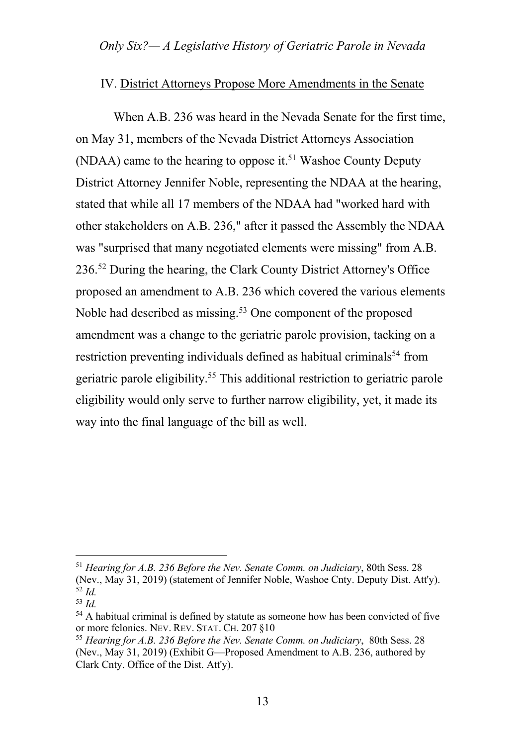## IV. District Attorneys Propose More Amendments in the Senate

When A.B. 236 was heard in the Nevada Senate for the first time, on May 31, members of the Nevada District Attorneys Association (NDAA) came to the hearing to oppose it.[51] Washoe County Deputy District Attorney Jennifer Noble, representing the NDAA at the hearing, stated that while all 17 members of the NDAA had "worked hard with other stakeholders on A.B. 236," after it passed the Assembly the NDAA was "surprised that many negotiated elements were missing" from A.B. 236.[52] During the hearing, the Clark County District Attorney's Office proposed an amendment to A.B. 236 which covered the various elements Noble had described as missing.[53] One component of the proposed amendment was a change to the geriatric parole provision, tacking on a restriction preventing individuals defined as habitual criminals[54] from geriatric parole eligibility.[55] This additional restriction to geriatric parole eligibility would only serve to further narrow eligibility, yet, it made its way into the final language of the bill as well.

---

[51] *Hearing for A.B. 236 Before the Nev. Senate Comm. on Judiciary*, 80th Sess. 28 (Nev., May 31, 2019) (statement of Jennifer Noble, Washoe Cnty. Deputy Dist. Att'y).

[52] *Id.*

[53] *Id.*

[54] A habitual criminal is defined by statute as someone how has been convicted of five or more felonies. NEV. REV. STAT. CH. 207 §10

[55] *Hearing for A.B. 236 Before the Nev. Senate Comm. on Judiciary*, 80th Sess. 28 (Nev., May 31, 2019) (Exhibit G—Proposed Amendment to A.B. 236, authored by Clark Cnty. Office of the Dist. Att'y).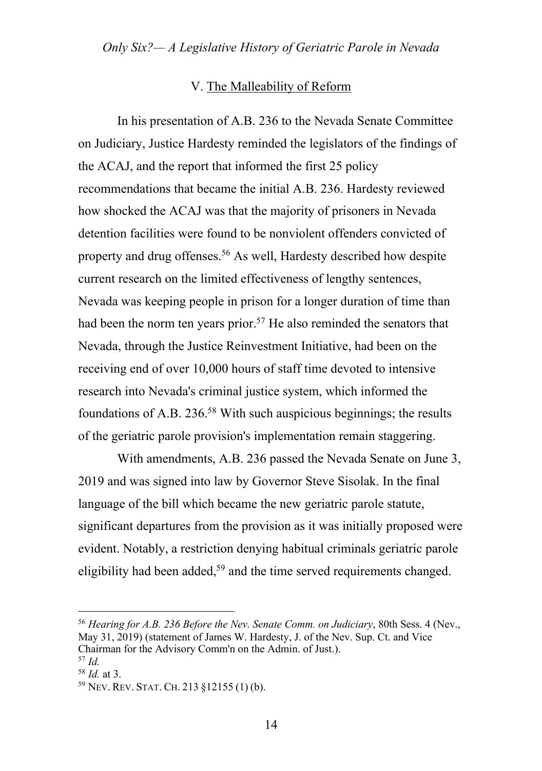## V. The Malleability of Reform

In his presentation of A.B. 236 to the Nevada Senate Committee on Judiciary, Justice Hardesty reminded the legislators of the findings of the ACAJ, and the report that informed the first 25 policy recommendations that became the initial A.B. 236. Hardesty reviewed how shocked the ACAJ was that the majority of prisoners in Nevada detention facilities were found to be nonviolent offenders convicted of property and drug offenses.[56] As well, Hardesty described how despite current research on the limited effectiveness of lengthy sentences, Nevada was keeping people in prison for a longer duration of time than had been the norm ten years prior.[57] He also reminded the senators that Nevada, through the Justice Reinvestment Initiative, had been on the receiving end of over 10,000 hours of staff time devoted to intensive research into Nevada's criminal justice system, which informed the foundations of A.B. 236.[58] With such auspicious beginnings; the results of the geriatric parole provision's implementation remain staggering.

With amendments, A.B. 236 passed the Nevada Senate on June 3, 2019 and was signed into law by Governor Steve Sisolak. In the final language of the bill which became the new geriatric parole statute, significant departures from the provision as it was initially proposed were evident. Notably, a restriction denying habitual criminals geriatric parole eligibility had been added,[59] and the time served requirements changed.

---

[56] *Hearing for A.B. 236 Before the Nev. Senate Comm. on Judiciary*, 80th Sess. 4 (Nev., May 31, 2019) (statement of James W. Hardesty, J. of the Nev. Sup. Ct. and Vice Chairman for the Advisory Comm'n on the Admin. of Just.).

[57] *Id.*

[58] *Id.* at 3.

[59] NEV. REV. STAT. CH. 213 §12155 (1) (b).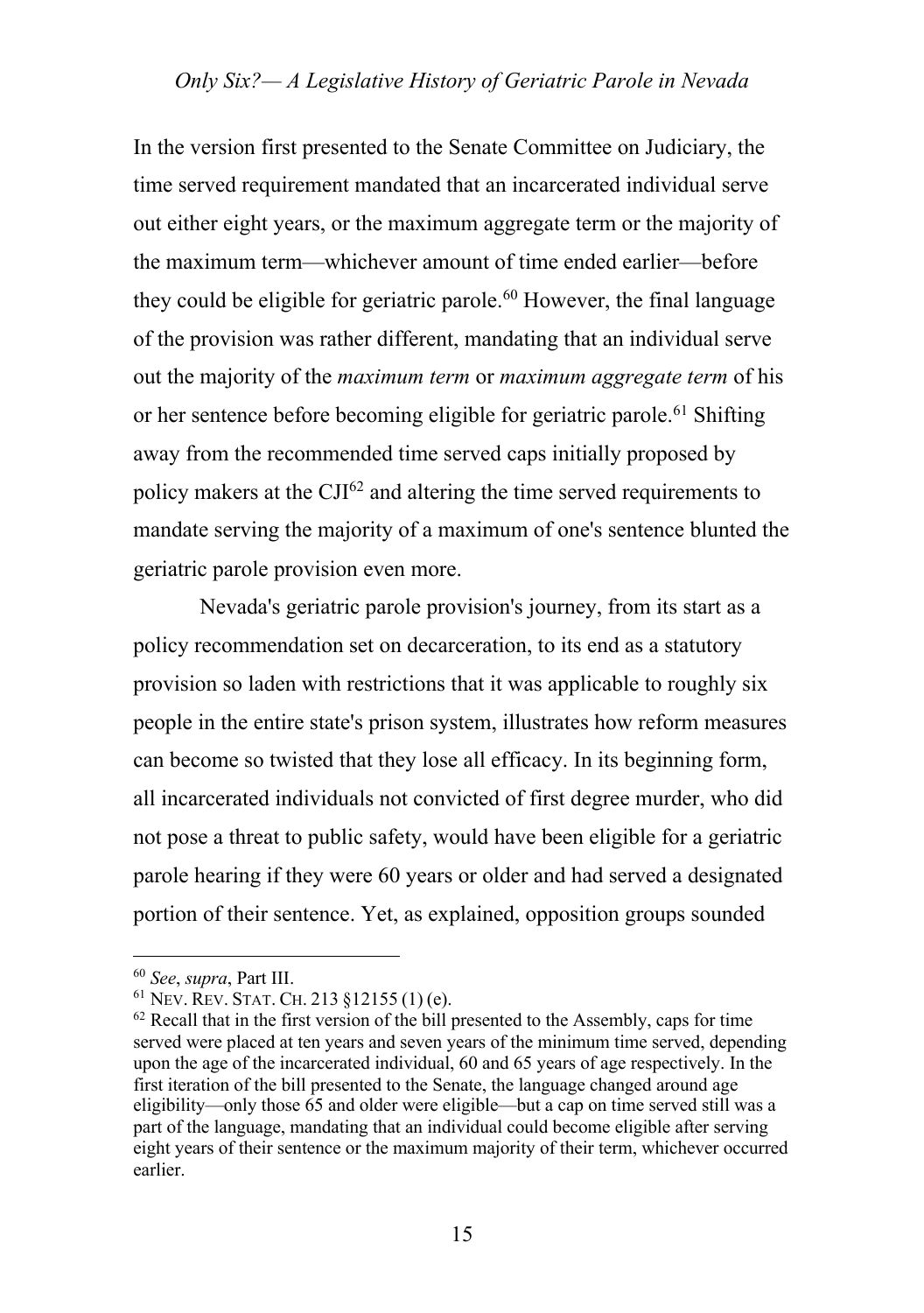In the version first presented to the Senate Committee on Judiciary, the time served requirement mandated that an incarcerated individual serve out either eight years, or the maximum aggregate term or the majority of the maximum term—whichever amount of time ended earlier—before they could be eligible for geriatric parole.[60] However, the final language of the provision was rather different, mandating that an individual serve out the majority of the *maximum term* or *maximum aggregate term* of his or her sentence before becoming eligible for geriatric parole.[61] Shifting away from the recommended time served caps initially proposed by policy makers at the CJI[62] and altering the time served requirements to mandate serving the majority of a maximum of one's sentence blunted the geriatric parole provision even more.

Nevada's geriatric parole provision's journey, from its start as a policy recommendation set on decarceration, to its end as a statutory provision so laden with restrictions that it was applicable to roughly six people in the entire state's prison system, illustrates how reform measures can become so twisted that they lose all efficacy. In its beginning form, all incarcerated individuals not convicted of first degree murder, who did not pose a threat to public safety, would have been eligible for a geriatric parole hearing if they were 60 years or older and had served a designated portion of their sentence. Yet, as explained, opposition groups sounded

---

[60] *See*, *supra*, Part III.

[61] NEV. REV. STAT. CH. 213 §12155 (1) (e).

[62] Recall that in the first version of the bill presented to the Assembly, caps for time served were placed at ten years and seven years of the minimum time served, depending upon the age of the incarcerated individual, 60 and 65 years of age respectively. In the first iteration of the bill presented to the Senate, the language changed around age eligibility—only those 65 and older were eligible—but a cap on time served still was a part of the language, mandating that an individual could become eligible after serving eight years of their sentence or the maximum majority of their term, whichever occurred earlier.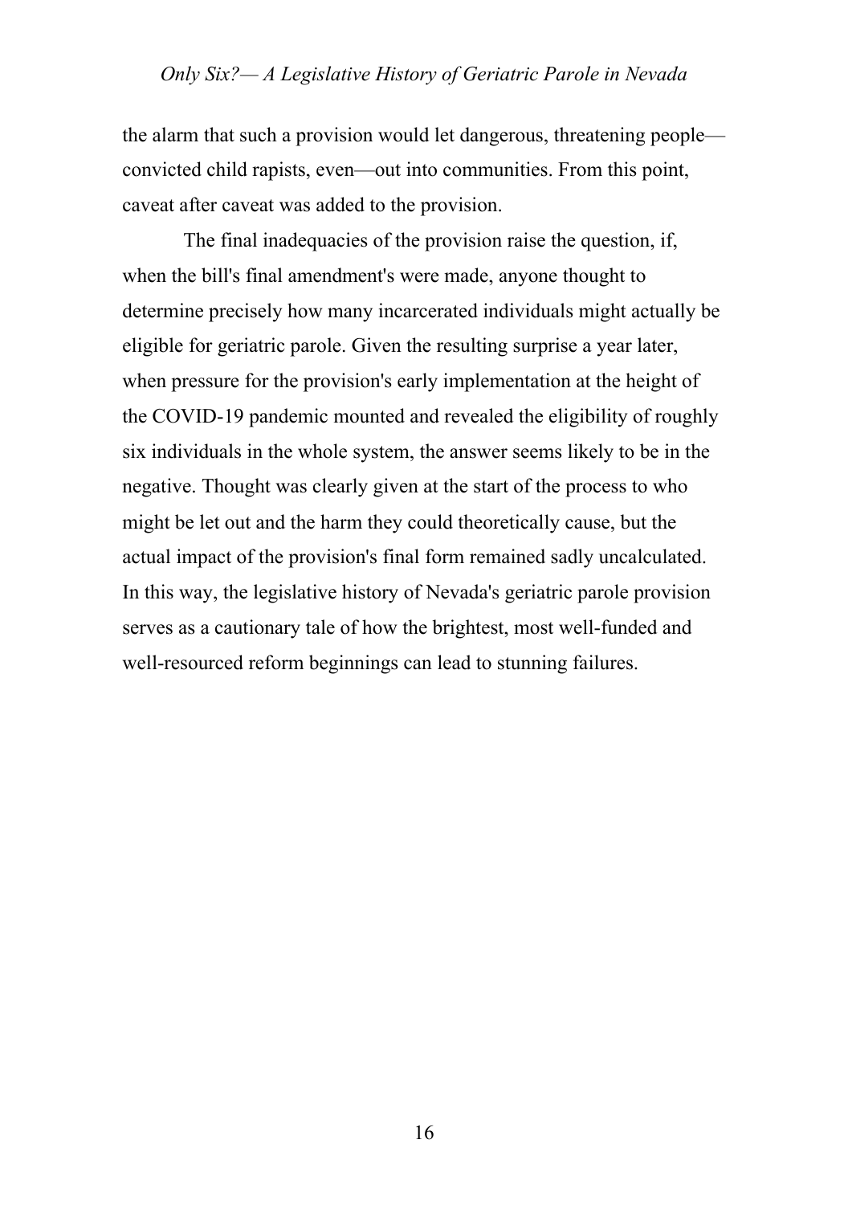the alarm that such a provision would let dangerous, threatening people—convicted child rapists, even—out into communities. From this point, caveat after caveat was added to the provision.

The final inadequacies of the provision raise the question, if, when the bill's final amendment's were made, anyone thought to determine precisely how many incarcerated individuals might actually be eligible for geriatric parole. Given the resulting surprise a year later, when pressure for the provision's early implementation at the height of the COVID-19 pandemic mounted and revealed the eligibility of roughly six individuals in the whole system, the answer seems likely to be in the negative. Thought was clearly given at the start of the process to who might be let out and the harm they could theoretically cause, but the actual impact of the provision's final form remained sadly uncalculated. In this way, the legislative history of Nevada's geriatric parole provision serves as a cautionary tale of how the brightest, most well-funded and well-resourced reform beginnings can lead to stunning failures.